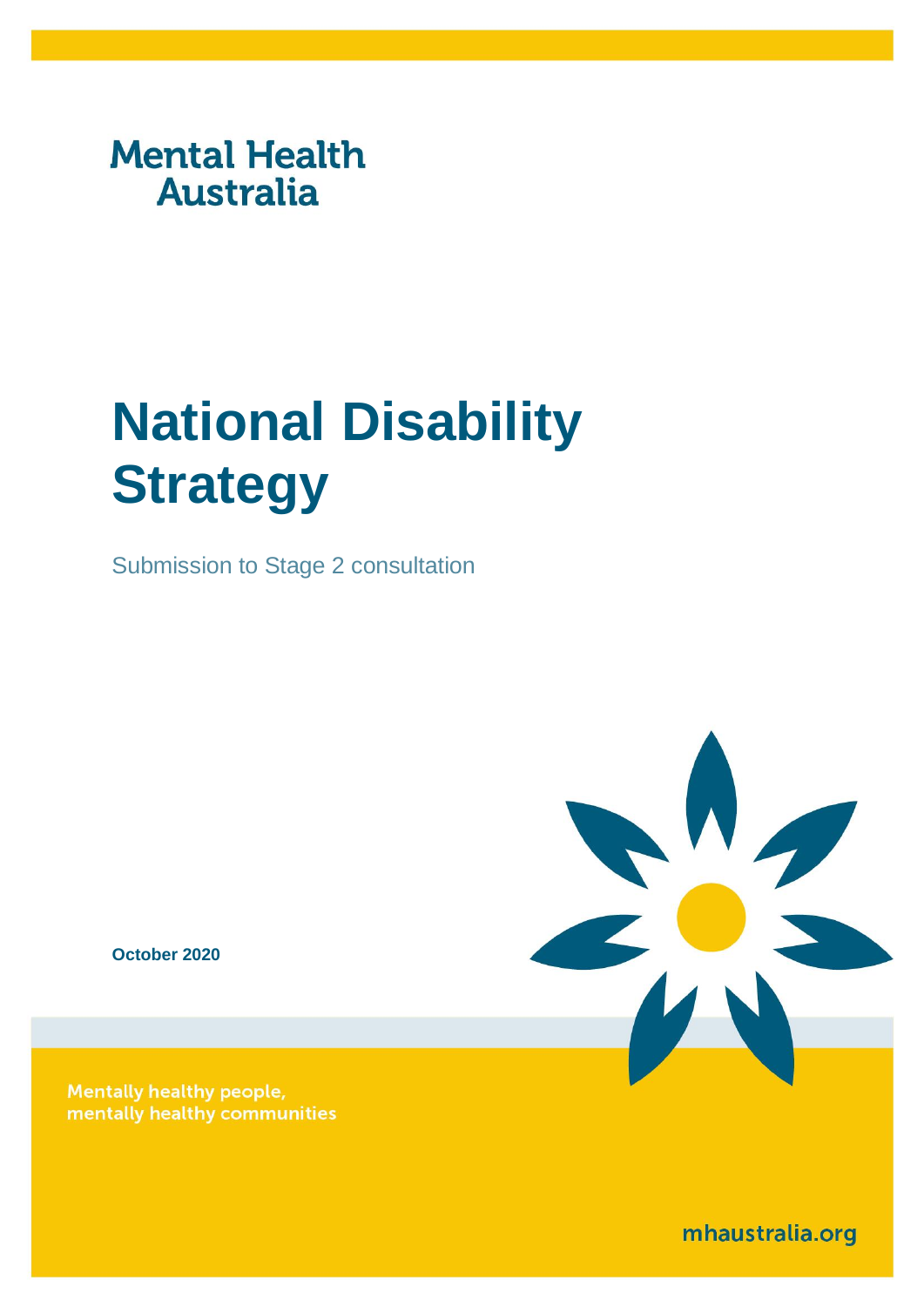Mental Health Australia

# National Disability Strategy

Submission to Stage 2 consultation

**October 2020**

Mentally healthy people, mentally healthy communities

mhaustralia.org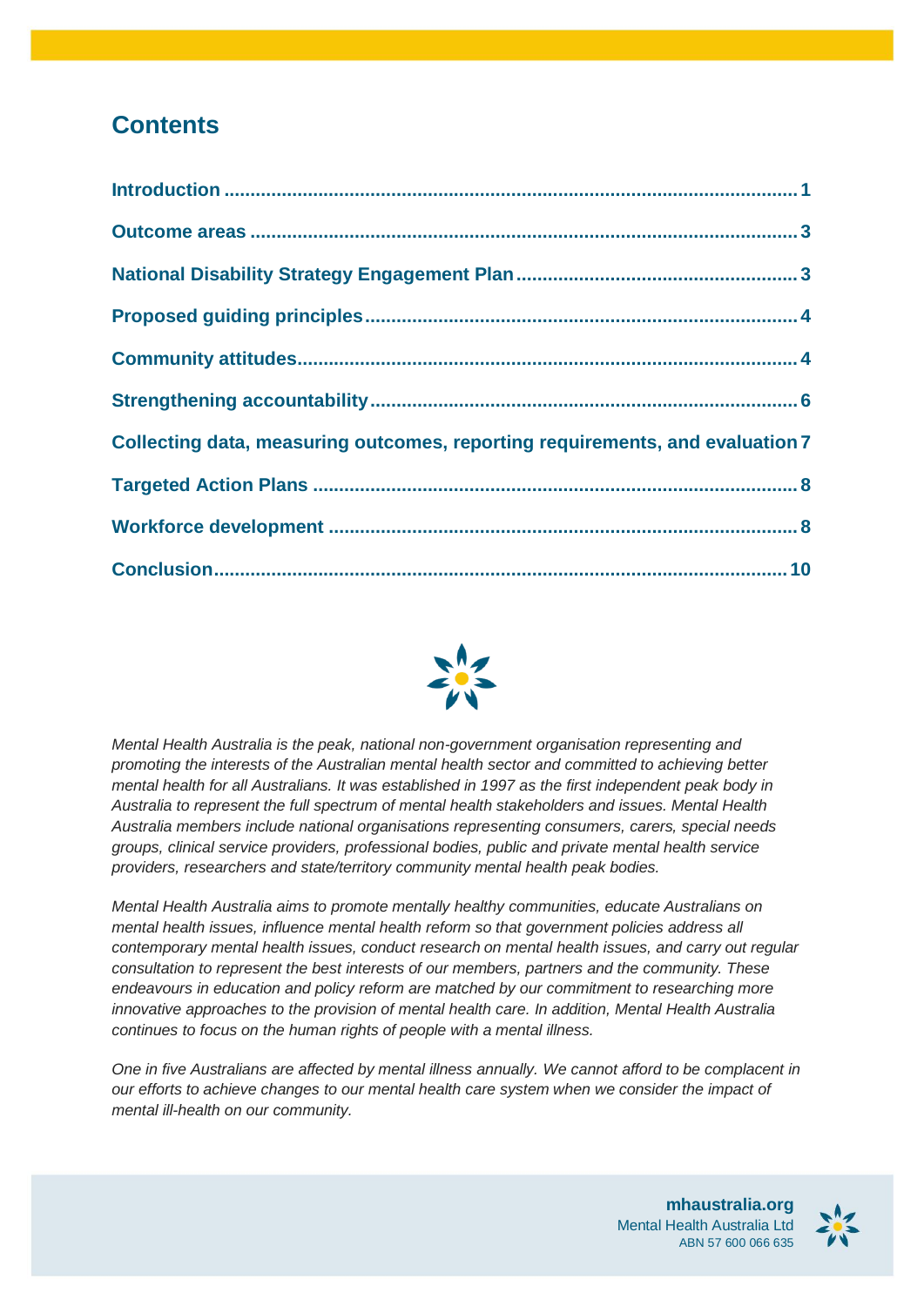# Contents

Introduction ........................................................................................................ 1

Outcome areas ..................................................................................................... 3

National Disability Strategy Engagement Plan ................................................... 3

Proposed guiding principles ................................................................................ 4

Community attitudes ........................................................................................... 4

Strengthening accountability ............................................................................... 6

Collecting data, measuring outcomes, reporting requirements, and evaluation 7

Targeted Action Plans ......................................................................................... 8

Workforce development ...................................................................................... 8

Conclusion ......................................................................................................... 10

*Mental Health Australia is the peak, national non-government organisation representing and promoting the interests of the Australian mental health sector and committed to achieving better mental health for all Australians. It was established in 1997 as the first independent peak body in Australia to represent the full spectrum of mental health stakeholders and issues. Mental Health Australia members include national organisations representing consumers, carers, special needs groups, clinical service providers, professional bodies, public and private mental health service providers, researchers and state/territory community mental health peak bodies.*

*Mental Health Australia aims to promote mentally healthy communities, educate Australians on mental health issues, influence mental health reform so that government policies address all contemporary mental health issues, conduct research on mental health issues, and carry out regular consultation to represent the best interests of our members, partners and the community. These endeavours in education and policy reform are matched by our commitment to researching more innovative approaches to the provision of mental health care. In addition, Mental Health Australia continues to focus on the human rights of people with a mental illness.*

*One in five Australians are affected by mental illness annually. We cannot afford to be complacent in our efforts to achieve changes to our mental health care system when we consider the impact of mental ill-health on our community.*

**mhaustralia.org**
Mental Health Australia Ltd
ABN 57 600 066 635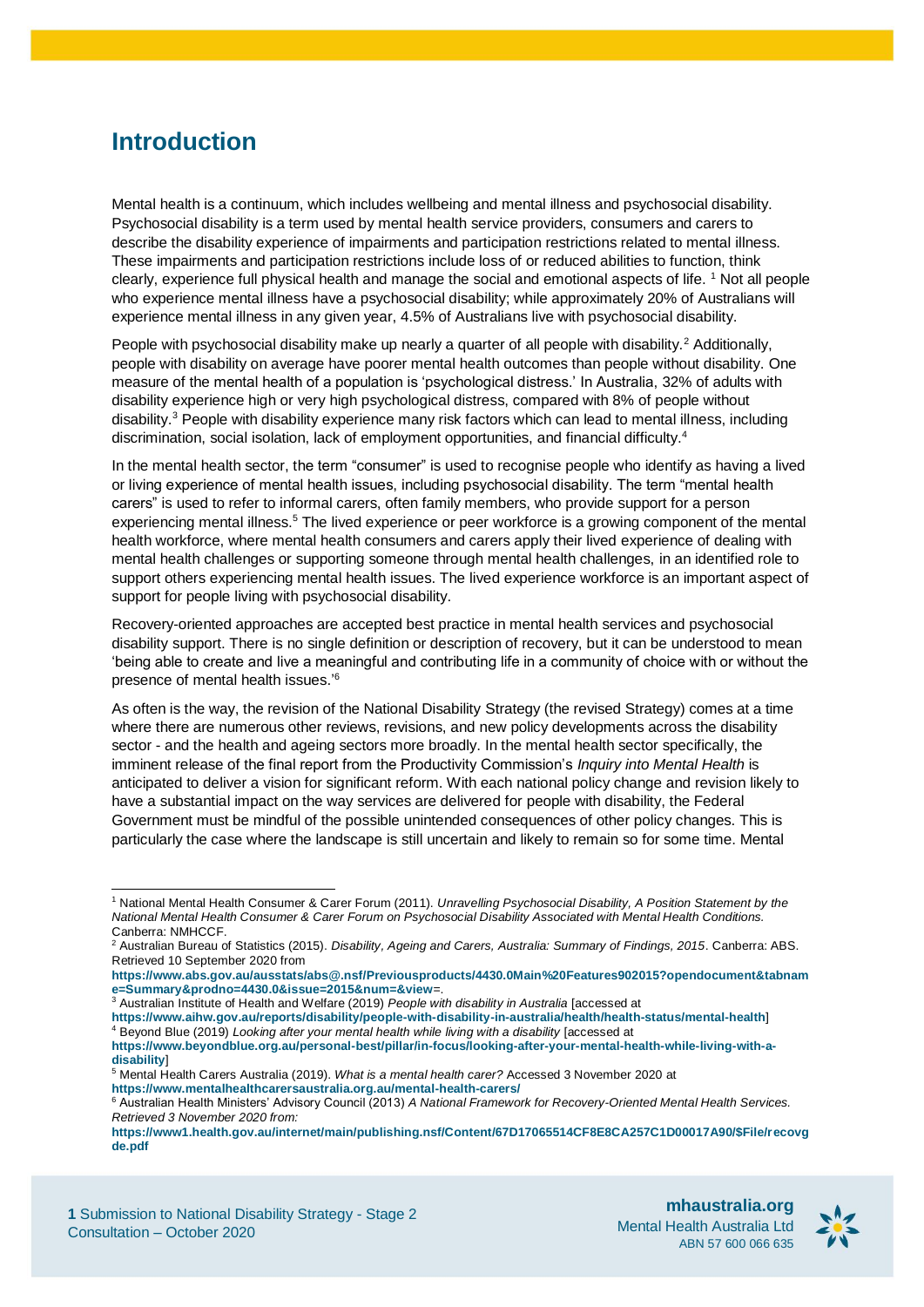# Introduction

Mental health is a continuum, which includes wellbeing and mental illness and psychosocial disability. Psychosocial disability is a term used by mental health service providers, consumers and carers to describe the disability experience of impairments and participation restrictions related to mental illness. These impairments and participation restrictions include loss of or reduced abilities to function, think clearly, experience full physical health and manage the social and emotional aspects of life. [1] Not all people who experience mental illness have a psychosocial disability; while approximately 20% of Australians will experience mental illness in any given year, 4.5% of Australians live with psychosocial disability.

People with psychosocial disability make up nearly a quarter of all people with disability.[2] Additionally, people with disability on average have poorer mental health outcomes than people without disability. One measure of the mental health of a population is 'psychological distress.' In Australia, 32% of adults with disability experience high or very high psychological distress, compared with 8% of people without disability.[3] People with disability experience many risk factors which can lead to mental illness, including discrimination, social isolation, lack of employment opportunities, and financial difficulty.[4]

In the mental health sector, the term "consumer" is used to recognise people who identify as having a lived or living experience of mental health issues, including psychosocial disability. The term "mental health carers" is used to refer to informal carers, often family members, who provide support for a person experiencing mental illness.[5] The lived experience or peer workforce is a growing component of the mental health workforce, where mental health consumers and carers apply their lived experience of dealing with mental health challenges or supporting someone through mental health challenges, in an identified role to support others experiencing mental health issues. The lived experience workforce is an important aspect of support for people living with psychosocial disability.

Recovery-oriented approaches are accepted best practice in mental health services and psychosocial disability support. There is no single definition or description of recovery, but it can be understood to mean 'being able to create and live a meaningful and contributing life in a community of choice with or without the presence of mental health issues.'[6]

As often is the way, the revision of the National Disability Strategy (the revised Strategy) comes at a time where there are numerous other reviews, revisions, and new policy developments across the disability sector - and the health and ageing sectors more broadly. In the mental health sector specifically, the imminent release of the final report from the Productivity Commission's *Inquiry into Mental Health* is anticipated to deliver a vision for significant reform. With each national policy change and revision likely to have a substantial impact on the way services are delivered for people with disability, the Federal Government must be mindful of the possible unintended consequences of other policy changes. This is particularly the case where the landscape is still uncertain and likely to remain so for some time. Mental

---

[1] National Mental Health Consumer & Carer Forum (2011). *Unravelling Psychosocial Disability, A Position Statement by the National Mental Health Consumer & Carer Forum on Psychosocial Disability Associated with Mental Health Conditions.* Canberra: NMHCCF.

[2] Australian Bureau of Statistics (2015). *Disability, Ageing and Carers, Australia: Summary of Findings, 2015*. Canberra: ABS. Retrieved 10 September 2020 from **https://www.abs.gov.au/ausstats/abs@.nsf/Previousproducts/4430.0Main%20Features902015?opendocument&tabname=Summary&prodno=4430.0&issue=2015&num=&view=**.

[3] Australian Institute of Health and Welfare (2019) *People with disability in Australia* [accessed at **https://www.aihw.gov.au/reports/disability/people-with-disability-in-australia/health/health-status/mental-health**]

[4] Beyond Blue (2019) *Looking after your mental health while living with a disability* [accessed at **https://www.beyondblue.org.au/personal-best/pillar/in-focus/looking-after-your-mental-health-while-living-with-a-disability**]

[5] Mental Health Carers Australia (2019). *What is a mental health carer?* Accessed 3 November 2020 at **https://www.mentalhealthcarersaustralia.org.au/mental-health-carers/**

[6] Australian Health Ministers' Advisory Council (2013) *A National Framework for Recovery-Oriented Mental Health Services. Retrieved 3 November 2020 from:* **https://www1.health.gov.au/internet/main/publishing.nsf/Content/67D17065514CF8E8CA257C1D00017A90/$File/recovgde.pdf**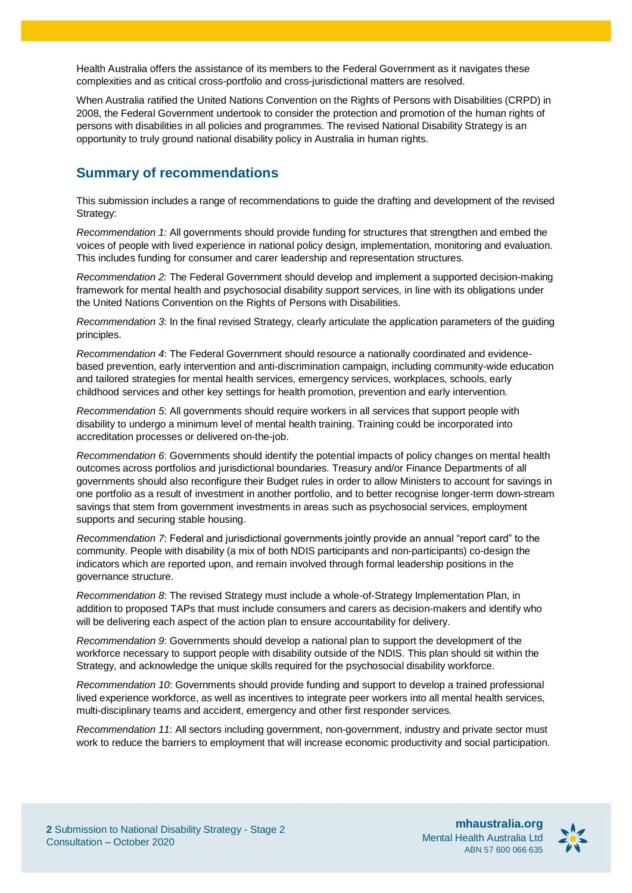Health Australia offers the assistance of its members to the Federal Government as it navigates these complexities and as critical cross-portfolio and cross-jurisdictional matters are resolved.

When Australia ratified the United Nations Convention on the Rights of Persons with Disabilities (CRPD) in 2008, the Federal Government undertook to consider the protection and promotion of the human rights of persons with disabilities in all policies and programmes. The revised National Disability Strategy is an opportunity to truly ground national disability policy in Australia in human rights.

## Summary of recommendations

This submission includes a range of recommendations to guide the drafting and development of the revised Strategy:

*Recommendation 1:* All governments should provide funding for structures that strengthen and embed the voices of people with lived experience in national policy design, implementation, monitoring and evaluation. This includes funding for consumer and carer leadership and representation structures.

*Recommendation 2:* The Federal Government should develop and implement a supported decision-making framework for mental health and psychosocial disability support services, in line with its obligations under the United Nations Convention on the Rights of Persons with Disabilities.

*Recommendation 3*: In the final revised Strategy, clearly articulate the application parameters of the guiding principles.

*Recommendation 4*: The Federal Government should resource a nationally coordinated and evidence-based prevention, early intervention and anti-discrimination campaign, including community-wide education and tailored strategies for mental health services, emergency services, workplaces, schools, early childhood services and other key settings for health promotion, prevention and early intervention.

*Recommendation 5*: All governments should require workers in all services that support people with disability to undergo a minimum level of mental health training. Training could be incorporated into accreditation processes or delivered on-the-job.

*Recommendation 6*: Governments should identify the potential impacts of policy changes on mental health outcomes across portfolios and jurisdictional boundaries. Treasury and/or Finance Departments of all governments should also reconfigure their Budget rules in order to allow Ministers to account for savings in one portfolio as a result of investment in another portfolio, and to better recognise longer-term down-stream savings that stem from government investments in areas such as psychosocial services, employment supports and securing stable housing.

*Recommendation 7*: Federal and jurisdictional governments jointly provide an annual “report card” to the community. People with disability (a mix of both NDIS participants and non-participants) co-design the indicators which are reported upon, and remain involved through formal leadership positions in the governance structure.

*Recommendation 8*: The revised Strategy must include a whole-of-Strategy Implementation Plan, in addition to proposed TAPs that must include consumers and carers as decision-makers and identify who will be delivering each aspect of the action plan to ensure accountability for delivery.

*Recommendation 9*: Governments should develop a national plan to support the development of the workforce necessary to support people with disability outside of the NDIS. This plan should sit within the Strategy, and acknowledge the unique skills required for the psychosocial disability workforce.

*Recommendation 10*: Governments should provide funding and support to develop a trained professional lived experience workforce, as well as incentives to integrate peer workers into all mental health services, multi-disciplinary teams and accident, emergency and other first responder services.

*Recommendation 11*: All sectors including government, non-government, industry and private sector must work to reduce the barriers to employment that will increase economic productivity and social participation.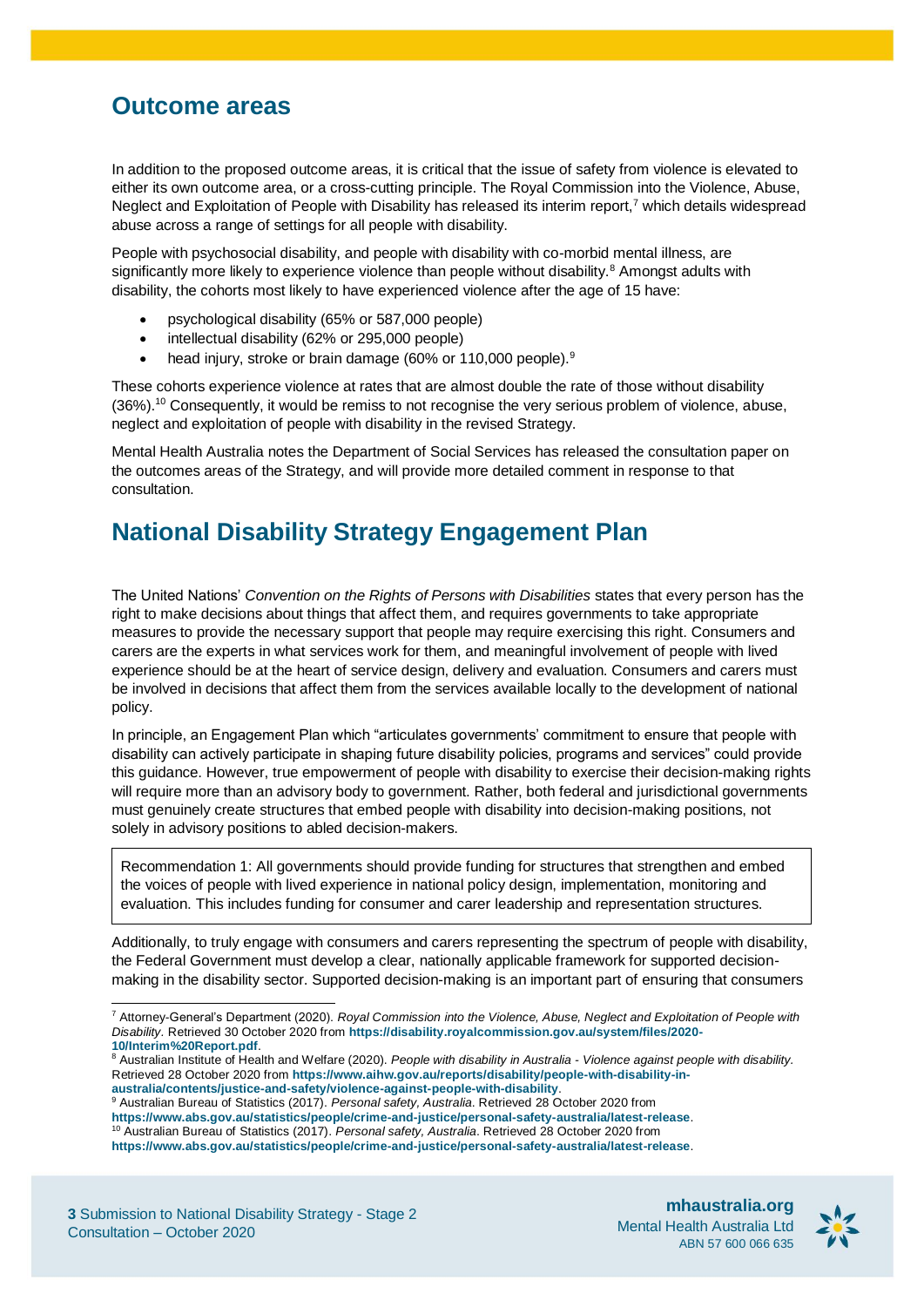## Outcome areas

In addition to the proposed outcome areas, it is critical that the issue of safety from violence is elevated to either its own outcome area, or a cross-cutting principle. The Royal Commission into the Violence, Abuse, Neglect and Exploitation of People with Disability has released its interim report,[7] which details widespread abuse across a range of settings for all people with disability.

People with psychosocial disability, and people with disability with co-morbid mental illness, are significantly more likely to experience violence than people without disability.[8] Amongst adults with disability, the cohorts most likely to have experienced violence after the age of 15 have:

- psychological disability (65% or 587,000 people)
- intellectual disability (62% or 295,000 people)
- head injury, stroke or brain damage (60% or 110,000 people).[9]

These cohorts experience violence at rates that are almost double the rate of those without disability (36%).[10] Consequently, it would be remiss to not recognise the very serious problem of violence, abuse, neglect and exploitation of people with disability in the revised Strategy.

Mental Health Australia notes the Department of Social Services has released the consultation paper on the outcomes areas of the Strategy, and will provide more detailed comment in response to that consultation.

## National Disability Strategy Engagement Plan

The United Nations' *Convention on the Rights of Persons with Disabilities* states that every person has the right to make decisions about things that affect them, and requires governments to take appropriate measures to provide the necessary support that people may require exercising this right. Consumers and carers are the experts in what services work for them, and meaningful involvement of people with lived experience should be at the heart of service design, delivery and evaluation. Consumers and carers must be involved in decisions that affect them from the services available locally to the development of national policy.

In principle, an Engagement Plan which "articulates governments' commitment to ensure that people with disability can actively participate in shaping future disability policies, programs and services" could provide this guidance. However, true empowerment of people with disability to exercise their decision-making rights will require more than an advisory body to government. Rather, both federal and jurisdictional governments must genuinely create structures that embed people with disability into decision-making positions, not solely in advisory positions to abled decision-makers.

> Recommendation 1: All governments should provide funding for structures that strengthen and embed the voices of people with lived experience in national policy design, implementation, monitoring and evaluation. This includes funding for consumer and carer leadership and representation structures.

Additionally, to truly engage with consumers and carers representing the spectrum of people with disability, the Federal Government must develop a clear, nationally applicable framework for supported decision-making in the disability sector. Supported decision-making is an important part of ensuring that consumers

---

[7] Attorney-General's Department (2020). *Royal Commission into the Violence, Abuse, Neglect and Exploitation of People with Disability*. Retrieved 30 October 2020 from **https://disability.royalcommission.gov.au/system/files/2020-10/Interim%20Report.pdf**.

[8] Australian Institute of Health and Welfare (2020). *People with disability in Australia - Violence against people with disability*. Retrieved 28 October 2020 from **https://www.aihw.gov.au/reports/disability/people-with-disability-in-australia/contents/justice-and-safety/violence-against-people-with-disability**.

[9] Australian Bureau of Statistics (2017). *Personal safety, Australia*. Retrieved 28 October 2020 from **https://www.abs.gov.au/statistics/people/crime-and-justice/personal-safety-australia/latest-release**.

[10] Australian Bureau of Statistics (2017). *Personal safety, Australia*. Retrieved 28 October 2020 from **https://www.abs.gov.au/statistics/people/crime-and-justice/personal-safety-australia/latest-release**.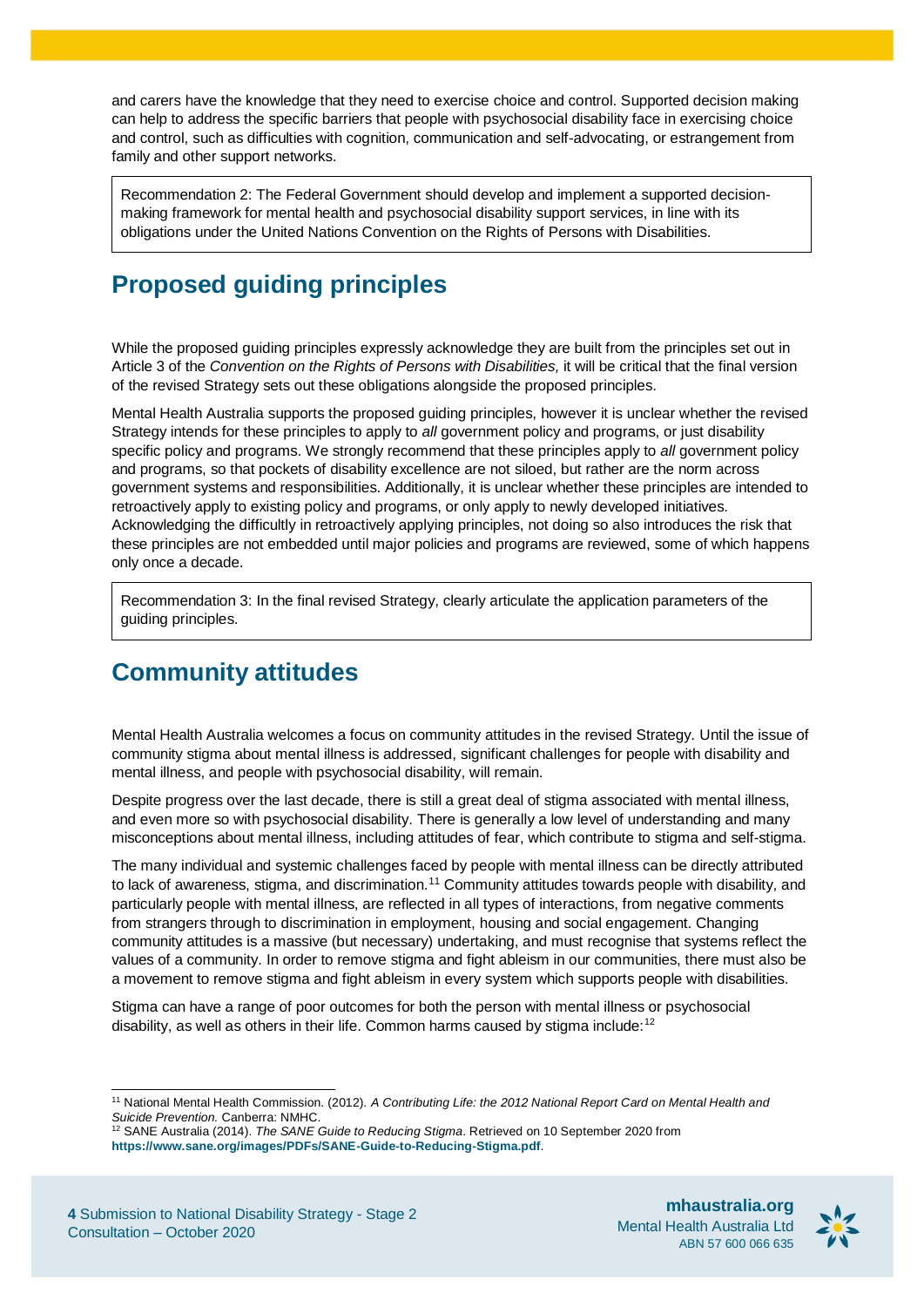and carers have the knowledge that they need to exercise choice and control. Supported decision making can help to address the specific barriers that people with psychosocial disability face in exercising choice and control, such as difficulties with cognition, communication and self-advocating, or estrangement from family and other support networks.

> Recommendation 2: The Federal Government should develop and implement a supported decision-making framework for mental health and psychosocial disability support services, in line with its obligations under the United Nations Convention on the Rights of Persons with Disabilities.

## Proposed guiding principles

While the proposed guiding principles expressly acknowledge they are built from the principles set out in Article 3 of the *Convention on the Rights of Persons with Disabilities,* it will be critical that the final version of the revised Strategy sets out these obligations alongside the proposed principles.

Mental Health Australia supports the proposed guiding principles, however it is unclear whether the revised Strategy intends for these principles to apply to *all* government policy and programs, or just disability specific policy and programs. We strongly recommend that these principles apply to *all* government policy and programs, so that pockets of disability excellence are not siloed, but rather are the norm across government systems and responsibilities. Additionally, it is unclear whether these principles are intended to retroactively apply to existing policy and programs, or only apply to newly developed initiatives. Acknowledging the difficultly in retroactively applying principles, not doing so also introduces the risk that these principles are not embedded until major policies and programs are reviewed, some of which happens only once a decade.

> Recommendation 3: In the final revised Strategy, clearly articulate the application parameters of the guiding principles.

## Community attitudes

Mental Health Australia welcomes a focus on community attitudes in the revised Strategy. Until the issue of community stigma about mental illness is addressed, significant challenges for people with disability and mental illness, and people with psychosocial disability, will remain.

Despite progress over the last decade, there is still a great deal of stigma associated with mental illness, and even more so with psychosocial disability. There is generally a low level of understanding and many misconceptions about mental illness, including attitudes of fear, which contribute to stigma and self-stigma.

The many individual and systemic challenges faced by people with mental illness can be directly attributed to lack of awareness, stigma, and discrimination.[11] Community attitudes towards people with disability, and particularly people with mental illness, are reflected in all types of interactions, from negative comments from strangers through to discrimination in employment, housing and social engagement. Changing community attitudes is a massive (but necessary) undertaking, and must recognise that systems reflect the values of a community. In order to remove stigma and fight ableism in our communities, there must also be a movement to remove stigma and fight ableism in every system which supports people with disabilities.

Stigma can have a range of poor outcomes for both the person with mental illness or psychosocial disability, as well as others in their life. Common harms caused by stigma include:[12]

---

[11] National Mental Health Commission. (2012). *A Contributing Life: the 2012 National Report Card on Mental Health and Suicide Prevention.* Canberra: NMHC.

[12] SANE Australia (2014). *The SANE Guide to Reducing Stigma*. Retrieved on 10 September 2020 from **https://www.sane.org/images/PDFs/SANE-Guide-to-Reducing-Stigma.pdf**.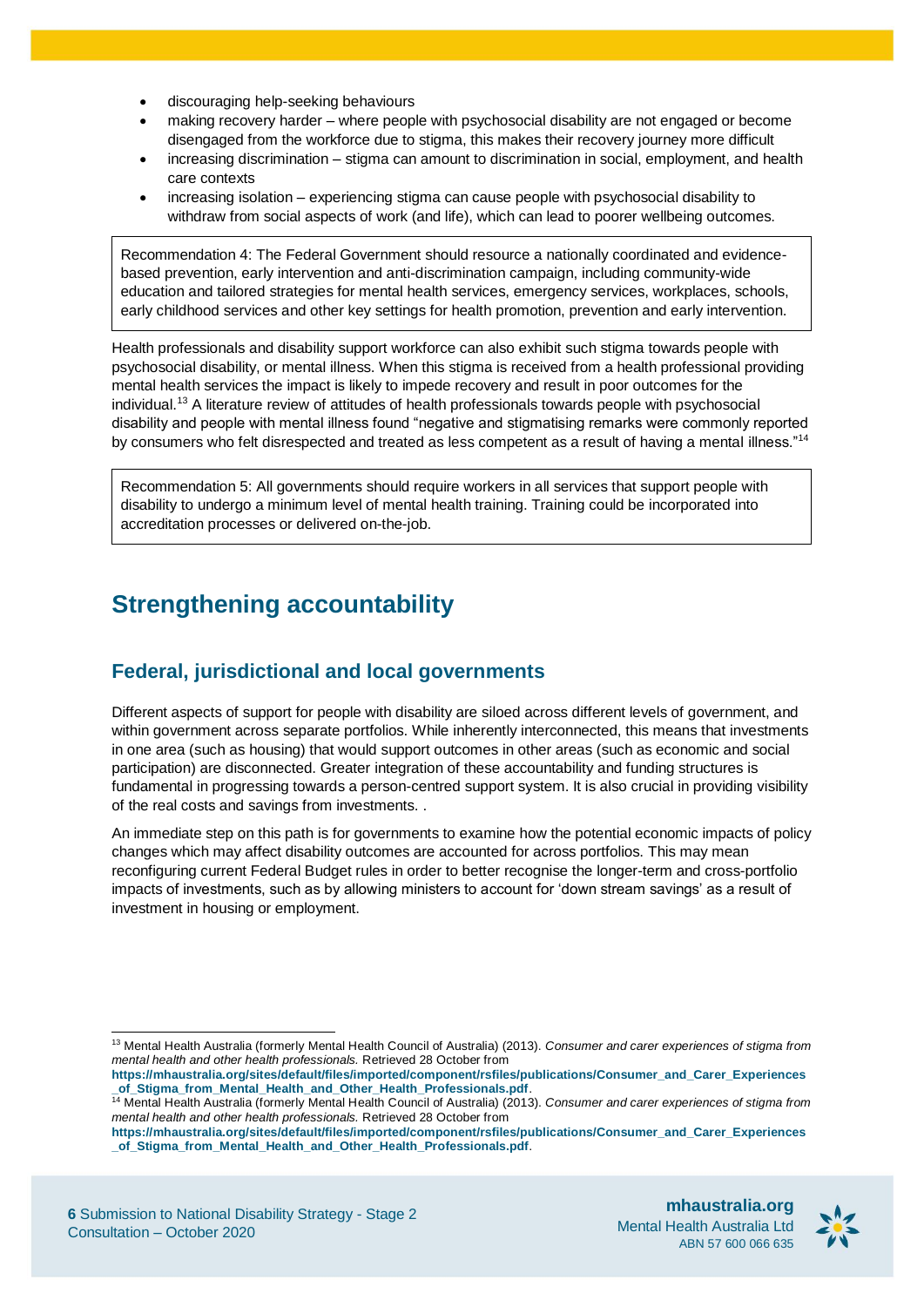- discouraging help-seeking behaviours
- making recovery harder – where people with psychosocial disability are not engaged or become disengaged from the workforce due to stigma, this makes their recovery journey more difficult
- increasing discrimination – stigma can amount to discrimination in social, employment, and health care contexts
- increasing isolation – experiencing stigma can cause people with psychosocial disability to withdraw from social aspects of work (and life), which can lead to poorer wellbeing outcomes.

> Recommendation 4: The Federal Government should resource a nationally coordinated and evidence-based prevention, early intervention and anti-discrimination campaign, including community-wide education and tailored strategies for mental health services, emergency services, workplaces, schools, early childhood services and other key settings for health promotion, prevention and early intervention.

Health professionals and disability support workforce can also exhibit such stigma towards people with psychosocial disability, or mental illness. When this stigma is received from a health professional providing mental health services the impact is likely to impede recovery and result in poor outcomes for the individual.[13] A literature review of attitudes of health professionals towards people with psychosocial disability and people with mental illness found "negative and stigmatising remarks were commonly reported by consumers who felt disrespected and treated as less competent as a result of having a mental illness."[14]

> Recommendation 5: All governments should require workers in all services that support people with disability to undergo a minimum level of mental health training. Training could be incorporated into accreditation processes or delivered on-the-job.

## Strengthening accountability

### Federal, jurisdictional and local governments

Different aspects of support for people with disability are siloed across different levels of government, and within government across separate portfolios. While inherently interconnected, this means that investments in one area (such as housing) that would support outcomes in other areas (such as economic and social participation) are disconnected. Greater integration of these accountability and funding structures is fundamental in progressing towards a person-centred support system. It is also crucial in providing visibility of the real costs and savings from investments. .

An immediate step on this path is for governments to examine how the potential economic impacts of policy changes which may affect disability outcomes are accounted for across portfolios. This may mean reconfiguring current Federal Budget rules in order to better recognise the longer-term and cross-portfolio impacts of investments, such as by allowing ministers to account for 'down stream savings' as a result of investment in housing or employment.

---

[13] Mental Health Australia (formerly Mental Health Council of Australia) (2013). *Consumer and carer experiences of stigma from mental health and other health professionals.* Retrieved 28 October from **https://mhaustralia.org/sites/default/files/imported/component/rsfiles/publications/Consumer_and_Carer_Experiences_of_Stigma_from_Mental_Health_and_Other_Health_Professionals.pdf**.

[14] Mental Health Australia (formerly Mental Health Council of Australia) (2013). *Consumer and carer experiences of stigma from mental health and other health professionals.* Retrieved 28 October from **https://mhaustralia.org/sites/default/files/imported/component/rsfiles/publications/Consumer_and_Carer_Experiences_of_Stigma_from_Mental_Health_and_Other_Health_Professionals.pdf**.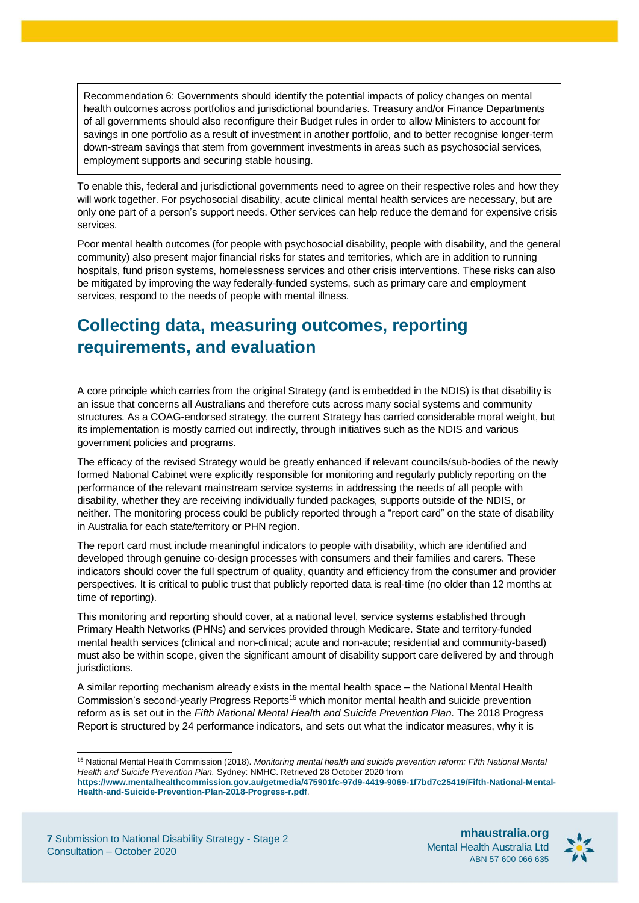> Recommendation 6: Governments should identify the potential impacts of policy changes on mental health outcomes across portfolios and jurisdictional boundaries. Treasury and/or Finance Departments of all governments should also reconfigure their Budget rules in order to allow Ministers to account for savings in one portfolio as a result of investment in another portfolio, and to better recognise longer-term down-stream savings that stem from government investments in areas such as psychosocial services, employment supports and securing stable housing.

To enable this, federal and jurisdictional governments need to agree on their respective roles and how they will work together. For psychosocial disability, acute clinical mental health services are necessary, but are only one part of a person's support needs. Other services can help reduce the demand for expensive crisis services.

Poor mental health outcomes (for people with psychosocial disability, people with disability, and the general community) also present major financial risks for states and territories, which are in addition to running hospitals, fund prison systems, homelessness services and other crisis interventions. These risks can also be mitigated by improving the way federally-funded systems, such as primary care and employment services, respond to the needs of people with mental illness.

## Collecting data, measuring outcomes, reporting requirements, and evaluation

A core principle which carries from the original Strategy (and is embedded in the NDIS) is that disability is an issue that concerns all Australians and therefore cuts across many social systems and community structures. As a COAG-endorsed strategy, the current Strategy has carried considerable moral weight, but its implementation is mostly carried out indirectly, through initiatives such as the NDIS and various government policies and programs.

The efficacy of the revised Strategy would be greatly enhanced if relevant councils/sub-bodies of the newly formed National Cabinet were explicitly responsible for monitoring and regularly publicly reporting on the performance of the relevant mainstream service systems in addressing the needs of all people with disability, whether they are receiving individually funded packages, supports outside of the NDIS, or neither. The monitoring process could be publicly reported through a "report card" on the state of disability in Australia for each state/territory or PHN region.

The report card must include meaningful indicators to people with disability, which are identified and developed through genuine co-design processes with consumers and their families and carers. These indicators should cover the full spectrum of quality, quantity and efficiency from the consumer and provider perspectives. It is critical to public trust that publicly reported data is real-time (no older than 12 months at time of reporting).

This monitoring and reporting should cover, at a national level, service systems established through Primary Health Networks (PHNs) and services provided through Medicare. State and territory-funded mental health services (clinical and non-clinical; acute and non-acute; residential and community-based) must also be within scope, given the significant amount of disability support care delivered by and through jurisdictions.

A similar reporting mechanism already exists in the mental health space – the National Mental Health Commission's second-yearly Progress Reports[15] which monitor mental health and suicide prevention reform as is set out in the *Fifth National Mental Health and Suicide Prevention Plan.* The 2018 Progress Report is structured by 24 performance indicators, and sets out what the indicator measures, why it is

---

[15] National Mental Health Commission (2018). *Monitoring mental health and suicide prevention reform: Fifth National Mental Health and Suicide Prevention Plan.* Sydney: NMHC. Retrieved 28 October 2020 from **https://www.mentalhealthcommission.gov.au/getmedia/475901fc-97d9-4419-9069-1f7bd7c25419/Fifth-National-Mental-Health-and-Suicide-Prevention-Plan-2018-Progress-r.pdf**.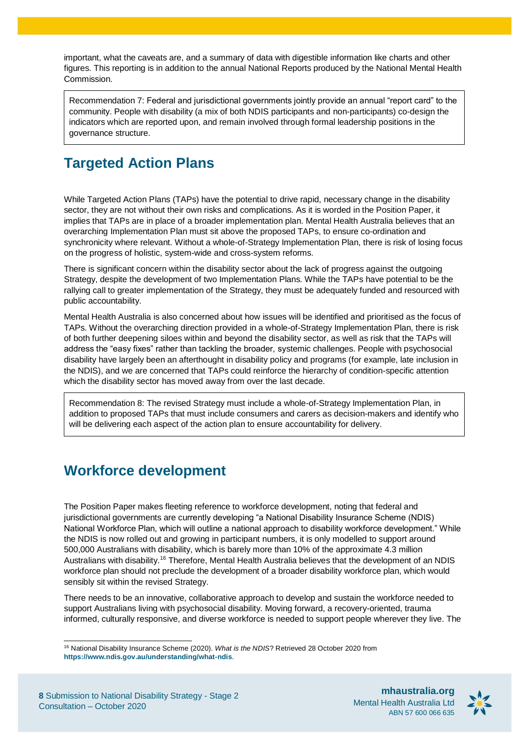important, what the caveats are, and a summary of data with digestible information like charts and other figures. This reporting is in addition to the annual National Reports produced by the National Mental Health Commission.

> Recommendation 7: Federal and jurisdictional governments jointly provide an annual "report card" to the community. People with disability (a mix of both NDIS participants and non-participants) co-design the indicators which are reported upon, and remain involved through formal leadership positions in the governance structure.

## Targeted Action Plans

While Targeted Action Plans (TAPs) have the potential to drive rapid, necessary change in the disability sector, they are not without their own risks and complications. As it is worded in the Position Paper, it implies that TAPs are in place of a broader implementation plan. Mental Health Australia believes that an overarching Implementation Plan must sit above the proposed TAPs, to ensure co-ordination and synchronicity where relevant. Without a whole-of-Strategy Implementation Plan, there is risk of losing focus on the progress of holistic, system-wide and cross-system reforms.

There is significant concern within the disability sector about the lack of progress against the outgoing Strategy, despite the development of two Implementation Plans. While the TAPs have potential to be the rallying call to greater implementation of the Strategy, they must be adequately funded and resourced with public accountability.

Mental Health Australia is also concerned about how issues will be identified and prioritised as the focus of TAPs. Without the overarching direction provided in a whole-of-Strategy Implementation Plan, there is risk of both further deepening siloes within and beyond the disability sector, as well as risk that the TAPs will address the "easy fixes" rather than tackling the broader, systemic challenges. People with psychosocial disability have largely been an afterthought in disability policy and programs (for example, late inclusion in the NDIS), and we are concerned that TAPs could reinforce the hierarchy of condition-specific attention which the disability sector has moved away from over the last decade.

> Recommendation 8: The revised Strategy must include a whole-of-Strategy Implementation Plan, in addition to proposed TAPs that must include consumers and carers as decision-makers and identify who will be delivering each aspect of the action plan to ensure accountability for delivery.

## Workforce development

The Position Paper makes fleeting reference to workforce development, noting that federal and jurisdictional governments are currently developing "a National Disability Insurance Scheme (NDIS) National Workforce Plan, which will outline a national approach to disability workforce development." While the NDIS is now rolled out and growing in participant numbers, it is only modelled to support around 500,000 Australians with disability, which is barely more than 10% of the approximate 4.3 million Australians with disability.[16] Therefore, Mental Health Australia believes that the development of an NDIS workforce plan should not preclude the development of a broader disability workforce plan, which would sensibly sit within the revised Strategy.

There needs to be an innovative, collaborative approach to develop and sustain the workforce needed to support Australians living with psychosocial disability. Moving forward, a recovery-oriented, trauma informed, culturally responsive, and diverse workforce is needed to support people wherever they live. The

---

[16] National Disability Insurance Scheme (2020). *What is the NDIS*? Retrieved 28 October 2020 from **https://www.ndis.gov.au/understanding/what-ndis**.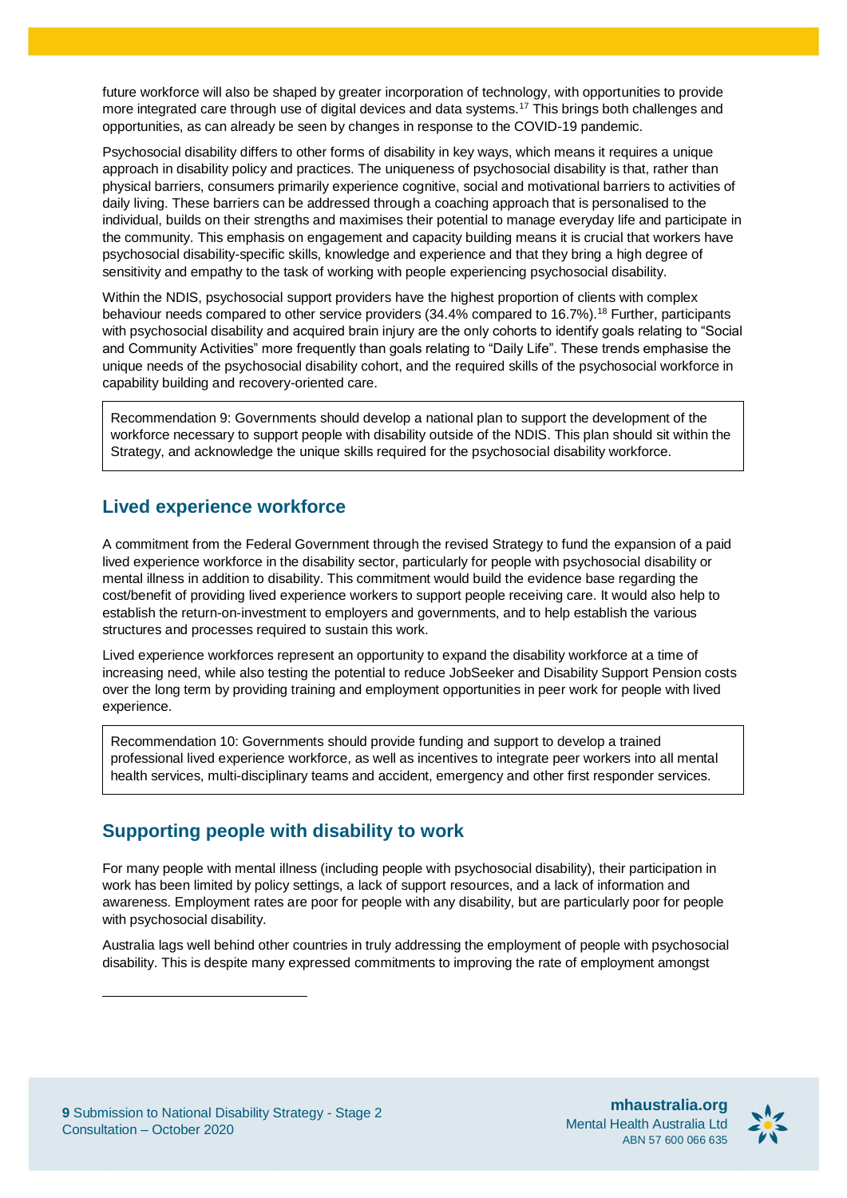future workforce will also be shaped by greater incorporation of technology, with opportunities to provide more integrated care through use of digital devices and data systems.[17] This brings both challenges and opportunities, as can already be seen by changes in response to the COVID-19 pandemic.

Psychosocial disability differs to other forms of disability in key ways, which means it requires a unique approach in disability policy and practices. The uniqueness of psychosocial disability is that, rather than physical barriers, consumers primarily experience cognitive, social and motivational barriers to activities of daily living. These barriers can be addressed through a coaching approach that is personalised to the individual, builds on their strengths and maximises their potential to manage everyday life and participate in the community. This emphasis on engagement and capacity building means it is crucial that workers have psychosocial disability-specific skills, knowledge and experience and that they bring a high degree of sensitivity and empathy to the task of working with people experiencing psychosocial disability.

Within the NDIS, psychosocial support providers have the highest proportion of clients with complex behaviour needs compared to other service providers (34.4% compared to 16.7%).[18] Further, participants with psychosocial disability and acquired brain injury are the only cohorts to identify goals relating to "Social and Community Activities" more frequently than goals relating to "Daily Life". These trends emphasise the unique needs of the psychosocial disability cohort, and the required skills of the psychosocial workforce in capability building and recovery-oriented care.

> Recommendation 9: Governments should develop a national plan to support the development of the workforce necessary to support people with disability outside of the NDIS. This plan should sit within the Strategy, and acknowledge the unique skills required for the psychosocial disability workforce.

## Lived experience workforce

A commitment from the Federal Government through the revised Strategy to fund the expansion of a paid lived experience workforce in the disability sector, particularly for people with psychosocial disability or mental illness in addition to disability. This commitment would build the evidence base regarding the cost/benefit of providing lived experience workers to support people receiving care. It would also help to establish the return-on-investment to employers and governments, and to help establish the various structures and processes required to sustain this work.

Lived experience workforces represent an opportunity to expand the disability workforce at a time of increasing need, while also testing the potential to reduce JobSeeker and Disability Support Pension costs over the long term by providing training and employment opportunities in peer work for people with lived experience.

> Recommendation 10: Governments should provide funding and support to develop a trained professional lived experience workforce, as well as incentives to integrate peer workers into all mental health services, multi-disciplinary teams and accident, emergency and other first responder services.

## Supporting people with disability to work

For many people with mental illness (including people with psychosocial disability), their participation in work has been limited by policy settings, a lack of support resources, and a lack of information and awareness. Employment rates are poor for people with any disability, but are particularly poor for people with psychosocial disability.

Australia lags well behind other countries in truly addressing the employment of people with psychosocial disability. This is despite many expressed commitments to improving the rate of employment amongst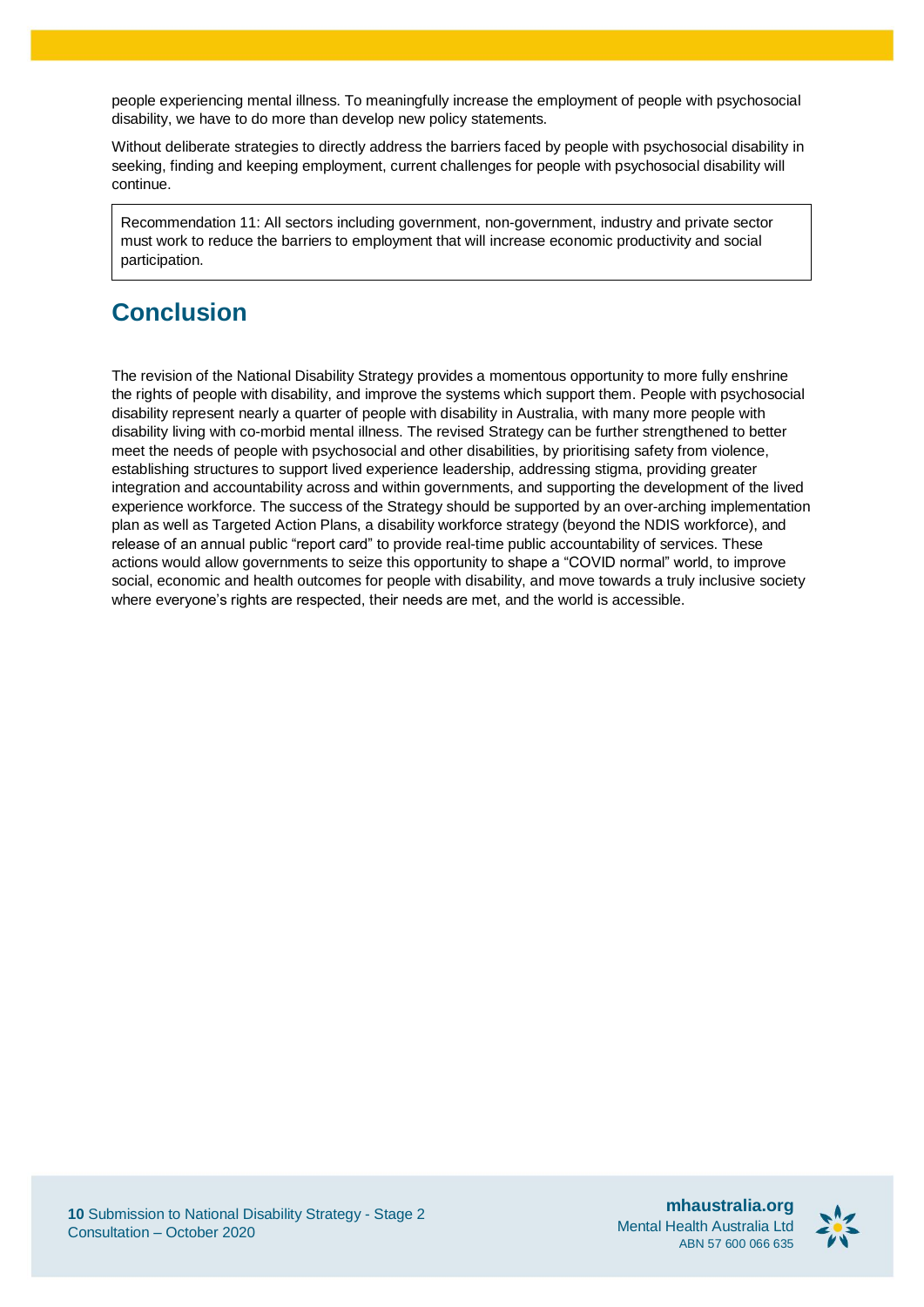people experiencing mental illness. To meaningfully increase the employment of people with psychosocial disability, we have to do more than develop new policy statements.

Without deliberate strategies to directly address the barriers faced by people with psychosocial disability in seeking, finding and keeping employment, current challenges for people with psychosocial disability will continue.

> Recommendation 11: All sectors including government, non-government, industry and private sector must work to reduce the barriers to employment that will increase economic productivity and social participation.

## Conclusion

The revision of the National Disability Strategy provides a momentous opportunity to more fully enshrine the rights of people with disability, and improve the systems which support them. People with psychosocial disability represent nearly a quarter of people with disability in Australia, with many more people with disability living with co-morbid mental illness. The revised Strategy can be further strengthened to better meet the needs of people with psychosocial and other disabilities, by prioritising safety from violence, establishing structures to support lived experience leadership, addressing stigma, providing greater integration and accountability across and within governments, and supporting the development of the lived experience workforce. The success of the Strategy should be supported by an over-arching implementation plan as well as Targeted Action Plans, a disability workforce strategy (beyond the NDIS workforce), and release of an annual public "report card" to provide real-time public accountability of services. These actions would allow governments to seize this opportunity to shape a "COVID normal" world, to improve social, economic and health outcomes for people with disability, and move towards a truly inclusive society where everyone's rights are respected, their needs are met, and the world is accessible.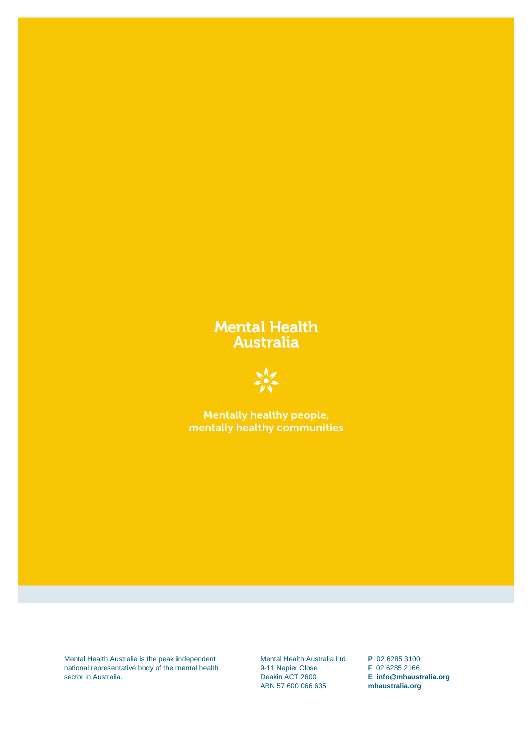Mental Health Australia

Mentally healthy people, mentally healthy communities

Mental Health Australia is the peak independent national representative body of the mental health sector in Australia.

Mental Health Australia Ltd
9-11 Napier Close
Deakin ACT 2600
ABN 57 600 066 635

**P** 02 6285 3100
**F** 02 6285 2166
**E info@mhaustralia.org**
**mhaustralia.org**